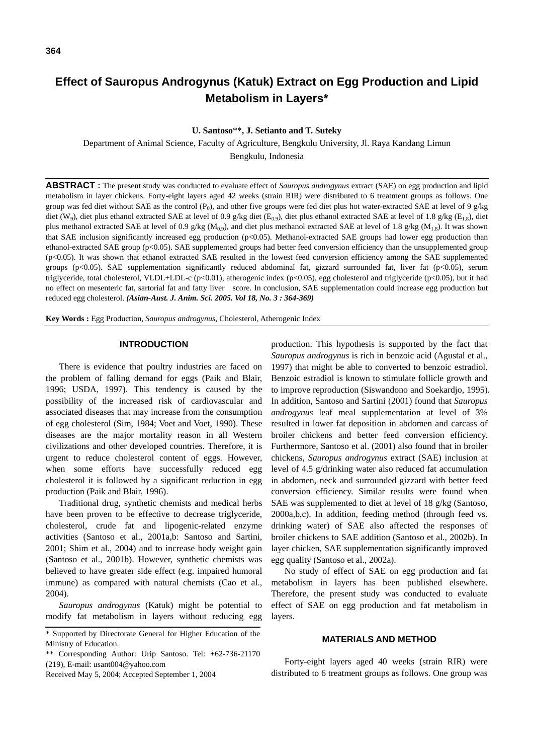# Effect of Sauropus Androgynus (Katuk) Extract on Egg Production and Lipid Metabolism in Layers*

**U. Santoso**\*\*, **J. Setianto and T. Suteky**

Department of Animal Science, Faculty of Agriculture, Bengkulu University, Jl. Raya Kandang Limun Bengkulu, Indonesia

**ABSTRACT :** The present study was conducted to evaluate effect of *Sauropus androgynus* extract (SAE) on egg production and lipid metabolism in layer chickens. Forty-eight layers aged 42 weeks (strain RIR) were distributed to 6 treatment groups as follows. One group was fed diet without SAE as the control ($P_0$), and other five groups were fed diet plus hot water-extracted SAE at level of 9 g/kg diet ($W_9$), diet plus ethanol extracted SAE at level of 0.9 g/kg diet ($E_{0.9}$), diet plus ethanol extracted SAE at level of 1.8 g/kg ($E_{1.8}$), diet plus methanol extracted SAE at level of 0.9 g/kg ($M_{0.9}$), and diet plus methanol extracted SAE at level of 1.8 g/kg ($M_{1.8}$). It was shown that SAE inclusion significantly increased egg production ($p<0.05$). Methanol-extracted SAE groups had lower egg production than ethanol-extracted SAE group ($p<0.05$). SAE supplemented groups had better feed conversion efficiency than the unsupplemented group ($p<0.05$). It was shown that ethanol extracted SAE resulted in the lowest feed conversion efficiency among the SAE supplemented groups ($p<0.05$). SAE supplementation significantly reduced abdominal fat, gizzard surrounded fat, liver fat ($p<0.05$), serum triglyceride, total cholesterol, VLDL+LDL-c ($p<0.01$), atherogenic index ($p<0.05$), egg cholesterol and triglyceride ($p<0.05$), but it had no effect on mesenteric fat, sartorial fat and fatty liver score. In conclusion, SAE supplementation could increase egg production but reduced egg cholesterol. ***(Asian-Aust. J. Anim. Sci. 2005. Vol 18, No. 3 : 364-369)***

**Key Words :** Egg Production, *Sauropus androgynus*, Cholesterol, Atherogenic Index

## INTRODUCTION

There is evidence that poultry industries are faced on the problem of falling demand for eggs (Paik and Blair, 1996; USDA, 1997). This tendency is caused by the possibility of the increased risk of cardiovascular and associated diseases that may increase from the consumption of egg cholesterol (Sim, 1984; Voet and Voet, 1990). These diseases are the major mortality reason in all Western civilizations and other developed countries. Therefore, it is urgent to reduce cholesterol content of eggs. However, when some efforts have successfully reduced egg cholesterol it is followed by a significant reduction in egg production (Paik and Blair, 1996).

Traditional drug, synthetic chemists and medical herbs have been proven to be effective to decrease triglyceride, cholesterol, crude fat and lipogenic-related enzyme activities (Santoso et al., 2001a,b: Santoso and Sartini, 2001; Shim et al., 2004) and to increase body weight gain (Santoso et al., 2001b). However, synthetic chemists was believed to have greater side effect (e.g. impaired humoral immune) as compared with natural chemists (Cao et al., 2004).

*Sauropus androgynus* (Katuk) might be potential to modify fat metabolism in layers without reducing egg production. This hypothesis is supported by the fact that *Sauropus androgynus* is rich in benzoic acid (Agustal et al., 1997) that might be able to converted to benzoic estradiol. Benzoic estradiol is known to stimulate follicle growth and to improve reproduction (Siswandono and Soekardjo, 1995). In addition, Santoso and Sartini (2001) found that *Sauropus androgynus* leaf meal supplementation at level of 3% resulted in lower fat deposition in abdomen and carcass of broiler chickens and better feed conversion efficiency. Furthermore, Santoso et al. (2001) also found that in broiler chickens, *Sauropus androgynus* extract (SAE) inclusion at level of 4.5 g/drinking water also reduced fat accumulation in abdomen, neck and surrounded gizzard with better feed conversion efficiency. Similar results were found when SAE was supplemented to diet at level of 18 g/kg (Santoso, 2000a,b,c). In addition, feeding method (through feed vs. drinking water) of SAE also affected the responses of broiler chickens to SAE addition (Santoso et al., 2002b). In layer chicken, SAE supplementation significantly improved egg quality (Santoso et al., 2002a).

No study of effect of SAE on egg production and fat metabolism in layers has been published elsewhere. Therefore, the present study was conducted to evaluate effect of SAE on egg production and fat metabolism in layers.

## MATERIALS AND METHOD

Forty-eight layers aged 40 weeks (strain RIR) were distributed to 6 treatment groups as follows. One group was

\* Supported by Directorate General for Higher Education of the Ministry of Education.

\*\* Corresponding Author: Urip Santoso. Tel: +62-736-21170 (219), E-mail: usant004@yahoo.com

Received May 5, 2004; Accepted September 1, 2004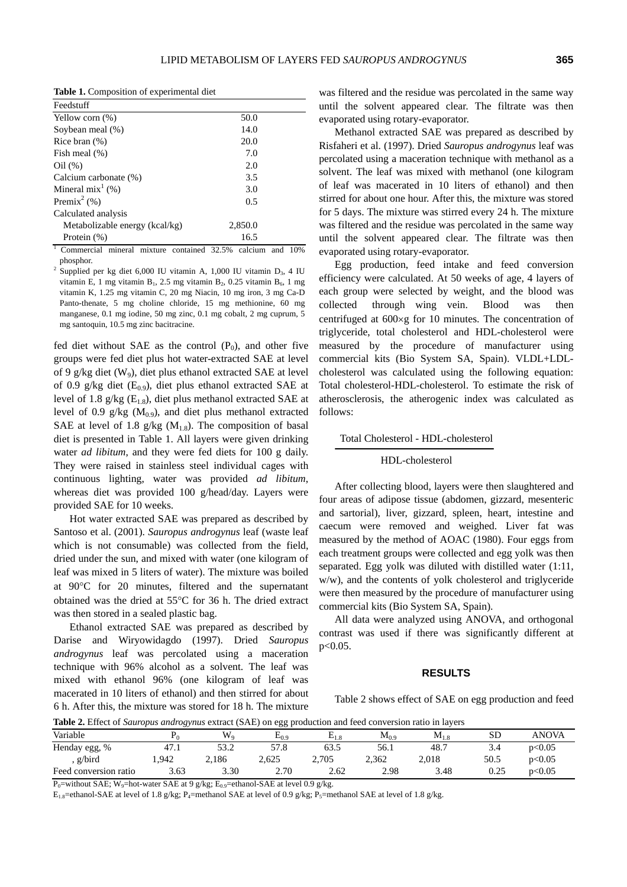**Table 1.** Composition of experimental diet

| Feedstuff | |
|---|---|
| Yellow corn (%) | 50.0 |
| Soybean meal (%) | 14.0 |
| Rice bran (%) | 20.0 |
| Fish meal (%) | 7.0 |
| Oil (%) | 2.0 |
| Calcium carbonate (%) | 3.5 |
| Mineral mix[1] (%) | 3.0 |
| Premix[2] (%) | 0.5 |
| Calculated analysis | |
| Metabolizable energy (kcal/kg) | 2,850.0 |
| Protein (%) | 16.5 |

[1] Commercial mineral mixture contained 32.5% calcium and 10% phosphor.

[2] Supplied per kg diet 6,000 IU vitamin A, 1,000 IU vitamin $D_3$, 4 IU vitamin E, 1 mg vitamin $B_1$, 2.5 mg vitamin $B_2$, 0.25 vitamin $B_6$, 1 mg vitamin K, 1.25 mg vitamin C, 20 mg Niacin, 10 mg iron, 3 mg Ca-D Panto-thenate, 5 mg choline chloride, 15 mg methionine, 60 mg manganese, 0.1 mg iodine, 50 mg zinc, 0.1 mg cobalt, 2 mg cuprum, 5 mg santoquin, 10.5 mg zinc bacitracine.

fed diet without SAE as the control ($P_0$), and other five groups were fed diet plus hot water-extracted SAE at level of 9 g/kg diet ($W_9$), diet plus ethanol extracted SAE at level of 0.9 g/kg diet ($E_{0.9}$), diet plus ethanol extracted SAE at level of 1.8 g/kg ($E_{1.8}$), diet plus methanol extracted SAE at level of 0.9 g/kg ($M_{0.9}$), and diet plus methanol extracted SAE at level of 1.8 g/kg ($M_{1.8}$). The composition of basal diet is presented in Table 1. All layers were given drinking water *ad libitum*, and they were fed diets for 100 g daily. They were raised in stainless steel individual cages with continuous lighting, water was provided *ad libitum*, whereas diet was provided 100 g/head/day. Layers were provided SAE for 10 weeks.

Hot water extracted SAE was prepared as described by Santoso et al. (2001). *Sauropus androgynus* leaf (waste leaf which is not consumable) was collected from the field, dried under the sun, and mixed with water (one kilogram of leaf was mixed in 5 liters of water). The mixture was boiled at 90°C for 20 minutes, filtered and the supernatant obtained was the dried at 55°C for 36 h. The dried extract was then stored in a sealed plastic bag.

Ethanol extracted SAE was prepared as described by Darise and Wiryowidagdo (1997). Dried *Sauropus androgynus* leaf was percolated using a maceration technique with 96% alcohol as a solvent. The leaf was mixed with ethanol 96% (one kilogram of leaf was macerated in 10 liters of ethanol) and then stirred for about 6 h. After this, the mixture was stored for 18 h. The mixture was filtered and the residue was percolated in the same way until the solvent appeared clear. The filtrate was then evaporated using rotary-evaporator.

Methanol extracted SAE was prepared as described by Risfaheri et al. (1997). Dried *Sauropus androgynus* leaf was percolated using a maceration technique with methanol as a solvent. The leaf was mixed with methanol (one kilogram of leaf was macerated in 10 liters of ethanol) and then stirred for about one hour. After this, the mixture was stored for 5 days. The mixture was stirred every 24 h. The mixture was filtered and the residue was percolated in the same way until the solvent appeared clear. The filtrate was then evaporated using rotary-evaporator.

Egg production, feed intake and feed conversion efficiency were calculated. At 50 weeks of age, 4 layers of each group were selected by weight, and the blood was collected through wing vein. Blood was then centrifuged at 600×g for 10 minutes. The concentration of triglyceride, total cholesterol and HDL-cholesterol were measured by the procedure of manufacturer using commercial kits (Bio System SA, Spain). VLDL+LDL-cholesterol was calculated using the following equation: Total cholesterol-HDL-cholesterol. To estimate the risk of atherosclerosis, the atherogenic index was calculated as follows:

$$\frac{\text{Total Cholesterol - HDL-cholesterol}}{\text{HDL-cholesterol}}$$

After collecting blood, layers were then slaughtered and four areas of adipose tissue (abdomen, gizzard, mesenteric and sartorial), liver, gizzard, spleen, heart, intestine and caecum were removed and weighed. Liver fat was measured by the method of AOAC (1980). Four eggs from each treatment groups were collected and egg yolk was then separated. Egg yolk was diluted with distilled water (1:11, w/w), and the contents of yolk cholesterol and triglyceride were then measured by the procedure of manufacturer using commercial kits (Bio System SA, Spain).

All data were analyzed using ANOVA, and orthogonal contrast was used if there was significantly different at p<0.05.

## RESULTS

Table 2 shows effect of SAE on egg production and feed

**Table 2.** Effect of *Sauropus androgynus* extract (SAE) on egg production and feed conversion ratio in layers

| Variable | $P_0$ | $W_9$ | $E_{0.9}$ | $E_{1.8}$ | $M_{0.9}$ | $M_{1.8}$ | SD | ANOVA |
|---|---|---|---|---|---|---|---|---|
| Henday egg, % | 47.1 | 53.2 | 57.8 | 63.5 | 56.1 | 48.7 | 3.4 | p<0.05 |
| , g/bird | 1,942 | 2,186 | 2,625 | 2,705 | 2,362 | 2,018 | 50.5 | p<0.05 |
| Feed conversion ratio | 3.63 | 3.30 | 2.70 | 2.62 | 2.98 | 3.48 | 0.25 | p<0.05 |

$P_0$=without SAE; $W_9$=hot-water SAE at 9 g/kg; $E_{0.9}$=ethanol-SAE at level 0.9 g/kg.
$E_{1.8}$=ethanol-SAE at level of 1.8 g/kg; $P_4$=methanol SAE at level of 0.9 g/kg; $P_5$=methanol SAE at level of 1.8 g/kg.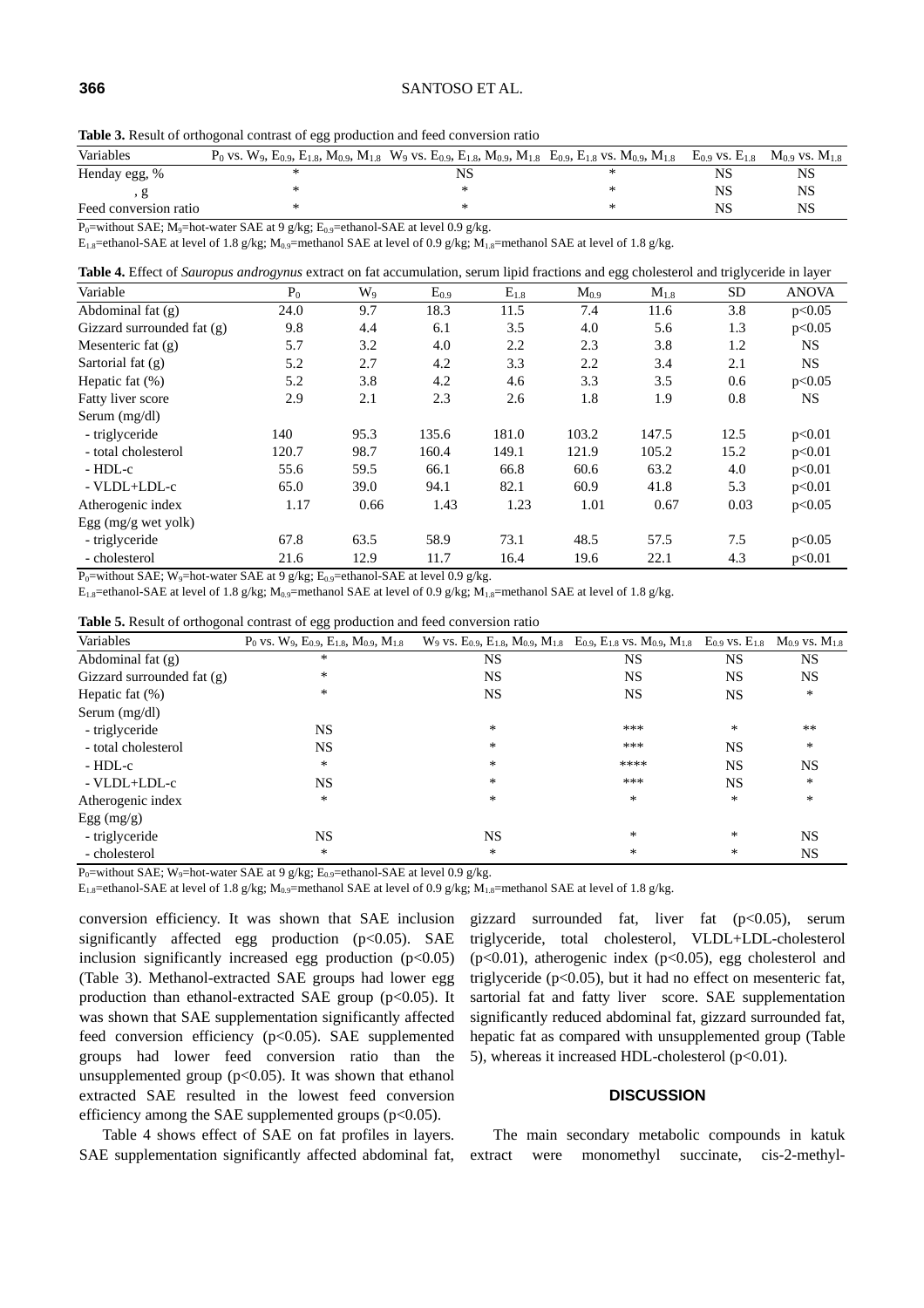**Table 3.** Result of orthogonal contrast of egg production and feed conversion ratio

| Variables | $P_0$ vs. $W_9$, $E_{0.9}$, $E_{1.8}$, $M_{0.9}$, $M_{1.8}$ | $W_9$ vs. $E_{0.9}$, $E_{1.8}$, $M_{0.9}$, $M_{1.8}$ | $E_{0.9}$, $E_{1.8}$ vs. $M_{0.9}$, $M_{1.8}$ | $E_{0.9}$ vs. $E_{1.8}$ | $M_{0.9}$ vs. $M_{1.8}$ |
|---|---|---|---|---|---|
| Henday egg, % | * | NS | * | NS | NS |
| , g | * | * | * | NS | NS |
| Feed conversion ratio | * | * | * | NS | NS |

$P_0$=without SAE; $M_9$=hot-water SAE at 9 g/kg; $E_{0.9}$=ethanol-SAE at level 0.9 g/kg.
$E_{1.8}$=ethanol-SAE at level of 1.8 g/kg; $M_{0.9}$=methanol SAE at level of 0.9 g/kg; $M_{1.8}$=methanol SAE at level of 1.8 g/kg.

**Table 4.** Effect of *Sauropus androgynus* extract on fat accumulation, serum lipid fractions and egg cholesterol and triglyceride in layer

| Variable | $P_0$ | $W_9$ | $E_{0.9}$ | $E_{1.8}$ | $M_{0.9}$ | $M_{1.8}$ | SD | ANOVA |
|---|---|---|---|---|---|---|---|---|
| Abdominal fat (g) | 24.0 | 9.7 | 18.3 | 11.5 | 7.4 | 11.6 | 3.8 | p<0.05 |
| Gizzard surrounded fat (g) | 9.8 | 4.4 | 6.1 | 3.5 | 4.0 | 5.6 | 1.3 | p<0.05 |
| Mesenteric fat (g) | 5.7 | 3.2 | 4.0 | 2.2 | 2.3 | 3.8 | 1.2 | NS |
| Sartorial fat (g) | 5.2 | 2.7 | 4.2 | 3.3 | 2.2 | 3.4 | 2.1 | NS |
| Hepatic fat (%) | 5.2 | 3.8 | 4.2 | 4.6 | 3.3 | 3.5 | 0.6 | p<0.05 |
| Fatty liver score | 2.9 | 2.1 | 2.3 | 2.6 | 1.8 | 1.9 | 0.8 | NS |
| Serum (mg/dl) | | | | | | | | |
| - triglyceride | 140 | 95.3 | 135.6 | 181.0 | 103.2 | 147.5 | 12.5 | p<0.01 |
| - total cholesterol | 120.7 | 98.7 | 160.4 | 149.1 | 121.9 | 105.2 | 15.2 | p<0.01 |
| - HDL-c | 55.6 | 59.5 | 66.1 | 66.8 | 60.6 | 63.2 | 4.0 | p<0.01 |
| - VLDL+LDL-c | 65.0 | 39.0 | 94.1 | 82.1 | 60.9 | 41.8 | 5.3 | p<0.01 |
| Atherogenic index | 1.17 | 0.66 | 1.43 | 1.23 | 1.01 | 0.67 | 0.03 | p<0.05 |
| Egg (mg/g wet yolk) | | | | | | | | |
| - triglyceride | 67.8 | 63.5 | 58.9 | 73.1 | 48.5 | 57.5 | 7.5 | p<0.05 |
| - cholesterol | 21.6 | 12.9 | 11.7 | 16.4 | 19.6 | 22.1 | 4.3 | p<0.01 |

$P_0$=without SAE; $W_9$=hot-water SAE at 9 g/kg; $E_{0.9}$=ethanol-SAE at level 0.9 g/kg.
$E_{1.8}$=ethanol-SAE at level of 1.8 g/kg; $M_{0.9}$=methanol SAE at level of 0.9 g/kg; $M_{1.8}$=methanol SAE at level of 1.8 g/kg.

**Table 5.** Result of orthogonal contrast of egg production and feed conversion ratio

| Variables | $P_0$ vs. $W_9$, $E_{0.9}$, $E_{1.8}$, $M_{0.9}$, $M_{1.8}$ | $W_9$ vs. $E_{0.9}$, $E_{1.8}$, $M_{0.9}$, $M_{1.8}$ | $E_{0.9}$, $E_{1.8}$ vs. $M_{0.9}$, $M_{1.8}$ | $E_{0.9}$ vs. $E_{1.8}$ | $M_{0.9}$ vs. $M_{1.8}$ |
|---|---|---|---|---|---|
| Abdominal fat (g) | * | NS | NS | NS | NS |
| Gizzard surrounded fat (g) | * | NS | NS | NS | NS |
| Hepatic fat (%) | * | NS | NS | NS | * |
| Serum (mg/dl) | | | | | |
| - triglyceride | NS | * | *** | * | ** |
| - total cholesterol | NS | * | *** | NS | * |
| - HDL-c | * | * | **** | NS | NS |
| - VLDL+LDL-c | NS | * | *** | NS | * |
| Atherogenic index | * | * | * | * | * |
| Egg (mg/g) | | | | | |
| - triglyceride | NS | NS | * | * | NS |
| - cholesterol | * | * | * | * | NS |

$P_0$=without SAE; $W_9$=hot-water SAE at 9 g/kg; $E_{0.9}$=ethanol-SAE at level 0.9 g/kg.
$E_{1.8}$=ethanol-SAE at level of 1.8 g/kg; $M_{0.9}$=methanol SAE at level of 0.9 g/kg; $M_{1.8}$=methanol SAE at level of 1.8 g/kg.

conversion efficiency. It was shown that SAE inclusion significantly affected egg production (p<0.05). SAE inclusion significantly increased egg production (p<0.05) (Table 3). Methanol-extracted SAE groups had lower egg production than ethanol-extracted SAE group (p<0.05). It was shown that SAE supplementation significantly affected feed conversion efficiency (p<0.05). SAE supplemented groups had lower feed conversion ratio than the unsupplemented group (p<0.05). It was shown that ethanol extracted SAE resulted in the lowest feed conversion efficiency among the SAE supplemented groups (p<0.05).

Table 4 shows effect of SAE on fat profiles in layers. SAE supplementation significantly affected abdominal fat, gizzard surrounded fat, liver fat (p<0.05), serum triglyceride, total cholesterol, VLDL+LDL-cholesterol (p<0.01), atherogenic index (p<0.05), egg cholesterol and triglyceride (p<0.05), but it had no effect on mesenteric fat, sartorial fat and fatty liver score. SAE supplementation significantly reduced abdominal fat, gizzard surrounded fat, hepatic fat as compared with unsupplemented group (Table 5), whereas it increased HDL-cholesterol (p<0.01).

## DISCUSSION

The main secondary metabolic compounds in katuk extract were monomethyl succinate, cis-2-methyl-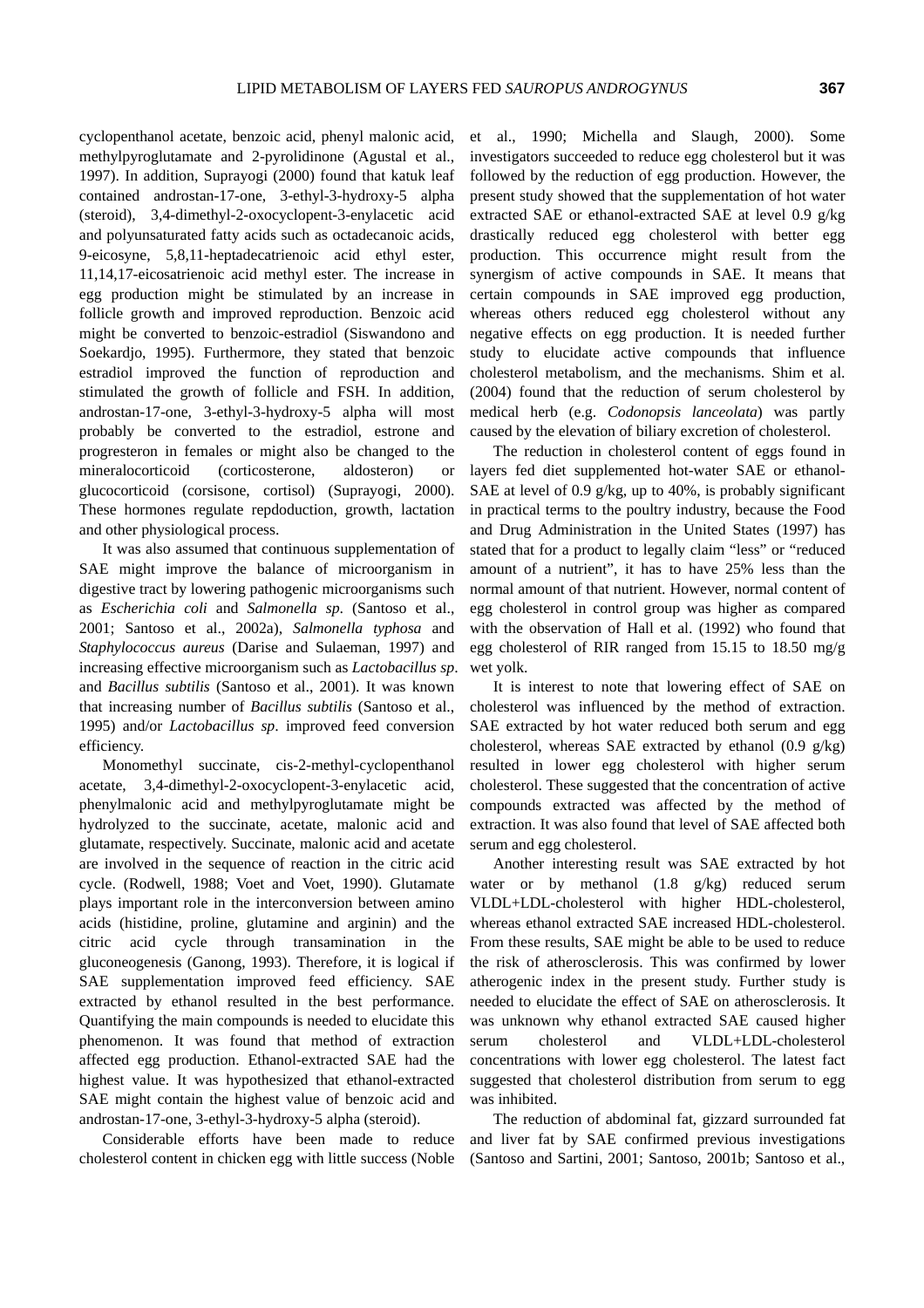cyclopenthanol acetate, benzoic acid, phenyl malonic acid, methylpyroglutamate and 2-pyrolidinone (Agustal et al., 1997). In addition, Suprayogi (2000) found that katuk leaf contained androstan-17-one, 3-ethyl-3-hydroxy-5 alpha (steroid), 3,4-dimethyl-2-oxocyclopent-3-enylacetic acid and polyunsaturated fatty acids such as octadecanoic acids, 9-eicosyne, 5,8,11-heptadecatrienoic acid ethyl ester, 11,14,17-eicosatrienoic acid methyl ester. The increase in egg production might be stimulated by an increase in follicle growth and improved reproduction. Benzoic acid might be converted to benzoic-estradiol (Siswandono and Soekardjo, 1995). Furthermore, they stated that benzoic estradiol improved the function of reproduction and stimulated the growth of follicle and FSH. In addition, androstan-17-one, 3-ethyl-3-hydroxy-5 alpha will most probably be converted to the estradiol, estrone and progresteron in females or might also be changed to the mineralocorticoid (corticosterone, aldosteron) or glucocorticoid (corsisone, cortisol) (Suprayogi, 2000). These hormones regulate repdoduction, growth, lactation and other physiological process.

It was also assumed that continuous supplementation of SAE might improve the balance of microorganism in digestive tract by lowering pathogenic microorganisms such as *Escherichia coli* and *Salmonella sp*. (Santoso et al., 2001; Santoso et al., 2002a), *Salmonella typhosa* and *Staphylococcus aureus* (Darise and Sulaeman, 1997) and increasing effective microorganism such as *Lactobacillus sp*. and *Bacillus subtilis* (Santoso et al., 2001). It was known that increasing number of *Bacillus subtilis* (Santoso et al., 1995) and/or *Lactobacillus sp*. improved feed conversion efficiency.

Monomethyl succinate, cis-2-methyl-cyclopenthanol acetate, 3,4-dimethyl-2-oxocyclopent-3-enylacetic acid, phenylmalonic acid and methylpyroglutamate might be hydrolyzed to the succinate, acetate, malonic acid and glutamate, respectively. Succinate, malonic acid and acetate are involved in the sequence of reaction in the citric acid cycle. (Rodwell, 1988; Voet and Voet, 1990). Glutamate plays important role in the interconversion between amino acids (histidine, proline, glutamine and arginin) and the citric acid cycle through transamination in the gluconeogenesis (Ganong, 1993). Therefore, it is logical if SAE supplementation improved feed efficiency. SAE extracted by ethanol resulted in the best performance. Quantifying the main compounds is needed to elucidate this phenomenon. It was found that method of extraction affected egg production. Ethanol-extracted SAE had the highest value. It was hypothesized that ethanol-extracted SAE might contain the highest value of benzoic acid and androstan-17-one, 3-ethyl-3-hydroxy-5 alpha (steroid).

Considerable efforts have been made to reduce cholesterol content in chicken egg with little success (Noble et al., 1990; Michella and Slaugh, 2000). Some investigators succeeded to reduce egg cholesterol but it was followed by the reduction of egg production. However, the present study showed that the supplementation of hot water extracted SAE or ethanol-extracted SAE at level 0.9 g/kg drastically reduced egg cholesterol with better egg production. This occurrence might result from the synergism of active compounds in SAE. It means that certain compounds in SAE improved egg production, whereas others reduced egg cholesterol without any negative effects on egg production. It is needed further study to elucidate active compounds that influence cholesterol metabolism, and the mechanisms. Shim et al. (2004) found that the reduction of serum cholesterol by medical herb (e.g. *Codonopsis lanceolata*) was partly caused by the elevation of biliary excretion of cholesterol.

The reduction in cholesterol content of eggs found in layers fed diet supplemented hot-water SAE or ethanol-SAE at level of 0.9 g/kg, up to 40%, is probably significant in practical terms to the poultry industry, because the Food and Drug Administration in the United States (1997) has stated that for a product to legally claim "less" or "reduced amount of a nutrient", it has to have 25% less than the normal amount of that nutrient. However, normal content of egg cholesterol in control group was higher as compared with the observation of Hall et al. (1992) who found that egg cholesterol of RIR ranged from 15.15 to 18.50 mg/g wet yolk.

It is interest to note that lowering effect of SAE on cholesterol was influenced by the method of extraction. SAE extracted by hot water reduced both serum and egg cholesterol, whereas SAE extracted by ethanol (0.9 g/kg) resulted in lower egg cholesterol with higher serum cholesterol. These suggested that the concentration of active compounds extracted was affected by the method of extraction. It was also found that level of SAE affected both serum and egg cholesterol.

Another interesting result was SAE extracted by hot water or by methanol (1.8 g/kg) reduced serum VLDL+LDL-cholesterol with higher HDL-cholesterol, whereas ethanol extracted SAE increased HDL-cholesterol. From these results, SAE might be able to be used to reduce the risk of atherosclerosis. This was confirmed by lower atherogenic index in the present study. Further study is needed to elucidate the effect of SAE on atherosclerosis. It was unknown why ethanol extracted SAE caused higher serum cholesterol and VLDL+LDL-cholesterol concentrations with lower egg cholesterol. The latest fact suggested that cholesterol distribution from serum to egg was inhibited.

The reduction of abdominal fat, gizzard surrounded fat and liver fat by SAE confirmed previous investigations (Santoso and Sartini, 2001; Santoso, 2001b; Santoso et al.,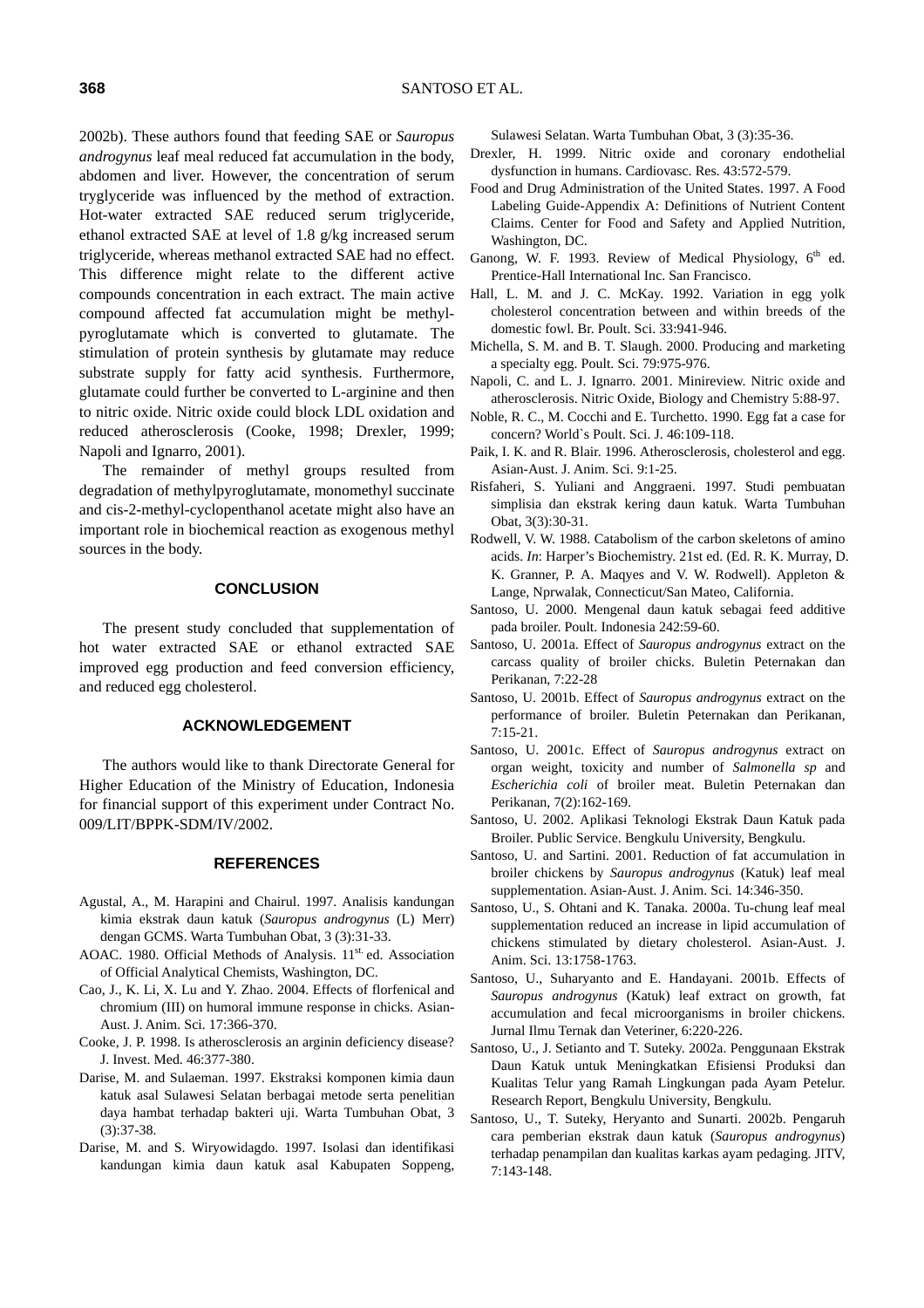2002b). These authors found that feeding SAE or *Sauropus androgynus* leaf meal reduced fat accumulation in the body, abdomen and liver. However, the concentration of serum tryglyceride was influenced by the method of extraction. Hot-water extracted SAE reduced serum triglyceride, ethanol extracted SAE at level of 1.8 g/kg increased serum triglyceride, whereas methanol extracted SAE had no effect. This difference might relate to the different active compounds concentration in each extract. The main active compound affected fat accumulation might be methyl-pyroglutamate which is converted to glutamate. The stimulation of protein synthesis by glutamate may reduce substrate supply for fatty acid synthesis. Furthermore, glutamate could further be converted to L-arginine and then to nitric oxide. Nitric oxide could block LDL oxidation and reduced atherosclerosis (Cooke, 1998; Drexler, 1999; Napoli and Ignarro, 2001).

The remainder of methyl groups resulted from degradation of methylpyroglutamate, monomethyl succinate and cis-2-methyl-cyclopenthanol acetate might also have an important role in biochemical reaction as exogenous methyl sources in the body.

## CONCLUSION

The present study concluded that supplementation of hot water extracted SAE or ethanol extracted SAE improved egg production and feed conversion efficiency, and reduced egg cholesterol.

## ACKNOWLEDGEMENT

The authors would like to thank Directorate General for Higher Education of the Ministry of Education, Indonesia for financial support of this experiment under Contract No. 009/LIT/BPPK-SDM/IV/2002.

## REFERENCES

Agustal, A., M. Harapini and Chairul. 1997. Analisis kandungan kimia ekstrak daun katuk (*Sauropus androgynus* (L) Merr) dengan GCMS. Warta Tumbuhan Obat, 3 (3):31-33.

AOAC. 1980. Official Methods of Analysis. $11^{st}$ ed. Association of Official Analytical Chemists, Washington, DC.

Cao, J., K. Li, X. Lu and Y. Zhao. 2004. Effects of florfenical and chromium (III) on humoral immune response in chicks. Asian-Aust. J. Anim. Sci. 17:366-370.

Cooke, J. P. 1998. Is atherosclerosis an arginin deficiency disease? J. Invest. Med. 46:377-380.

Darise, M. and Sulaeman. 1997. Ekstraksi komponen kimia daun katuk asal Sulawesi Selatan berbagai metode serta penelitian daya hambat terhadap bakteri uji. Warta Tumbuhan Obat, 3 (3):37-38.

Darise, M. and S. Wiryowidagdo. 1997. Isolasi dan identifikasi kandungan kimia daun katuk asal Kabupaten Soppeng, Sulawesi Selatan. Warta Tumbuhan Obat, 3 (3):35-36.

Drexler, H. 1999. Nitric oxide and coronary endothelial dysfunction in humans. Cardiovasc. Res. 43:572-579.

Food and Drug Administration of the United States. 1997. A Food Labeling Guide-Appendix A: Definitions of Nutrient Content Claims. Center for Food and Safety and Applied Nutrition, Washington, DC.

Ganong, W. F. 1993. Review of Medical Physiology, $6^{th}$ ed. Prentice-Hall International Inc. San Francisco.

Hall, L. M. and J. C. McKay. 1992. Variation in egg yolk cholesterol concentration between and within breeds of the domestic fowl. Br. Poult. Sci. 33:941-946.

Michella, S. M. and B. T. Slaugh. 2000. Producing and marketing a specialty egg. Poult. Sci. 79:975-976.

Napoli, C. and L. J. Ignarro. 2001. Minireview. Nitric oxide and atherosclerosis. Nitric Oxide, Biology and Chemistry 5:88-97.

Noble, R. C., M. Cocchi and E. Turchetto. 1990. Egg fat a case for concern? World`s Poult. Sci. J. 46:109-118.

Paik, I. K. and R. Blair. 1996. Atherosclerosis, cholesterol and egg. Asian-Aust. J. Anim. Sci. 9:1-25.

Risfaheri, S. Yuliani and Anggraeni. 1997. Studi pembuatan simplisia dan ekstrak kering daun katuk. Warta Tumbuhan Obat, 3(3):30-31.

Rodwell, V. W. 1988. Catabolism of the carbon skeletons of amino acids. *In*: Harper's Biochemistry. 21st ed. (Ed. R. K. Murray, D. K. Granner, P. A. Maqyes and V. W. Rodwell). Appleton & Lange, Nprwalak, Connecticut/San Mateo, California.

Santoso, U. 2000. Mengenal daun katuk sebagai feed additive pada broiler. Poult. Indonesia 242:59-60.

Santoso, U. 2001a. Effect of *Sauropus androgynus* extract on the carcass quality of broiler chicks. Buletin Peternakan dan Perikanan, 7:22-28

Santoso, U. 2001b. Effect of *Sauropus androgynus* extract on the performance of broiler. Buletin Peternakan dan Perikanan, 7:15-21.

Santoso, U. 2001c. Effect of *Sauropus androgynus* extract on organ weight, toxicity and number of *Salmonella sp* and *Escherichia coli* of broiler meat. Buletin Peternakan dan Perikanan, 7(2):162-169.

Santoso, U. 2002. Aplikasi Teknologi Ekstrak Daun Katuk pada Broiler. Public Service. Bengkulu University, Bengkulu.

Santoso, U. and Sartini. 2001. Reduction of fat accumulation in broiler chickens by *Sauropus androgynus* (Katuk) leaf meal supplementation. Asian-Aust. J. Anim. Sci. 14:346-350.

Santoso, U., S. Ohtani and K. Tanaka. 2000a. Tu-chung leaf meal supplementation reduced an increase in lipid accumulation of chickens stimulated by dietary cholesterol. Asian-Aust. J. Anim. Sci. 13:1758-1763.

Santoso, U., Suharyanto and E. Handayani. 2001b. Effects of *Sauropus androgynus* (Katuk) leaf extract on growth, fat accumulation and fecal microorganisms in broiler chickens. Jurnal Ilmu Ternak dan Veteriner, 6:220-226.

Santoso, U., J. Setianto and T. Suteky. 2002a. Penggunaan Ekstrak Daun Katuk untuk Meningkatkan Efisiensi Produksi dan Kualitas Telur yang Ramah Lingkungan pada Ayam Petelur. Research Report, Bengkulu University, Bengkulu.

Santoso, U., T. Suteky, Heryanto and Sunarti. 2002b. Pengaruh cara pemberian ekstrak daun katuk (*Sauropus androgynus*) terhadap penampilan dan kualitas karkas ayam pedaging. JITV, 7:143-148.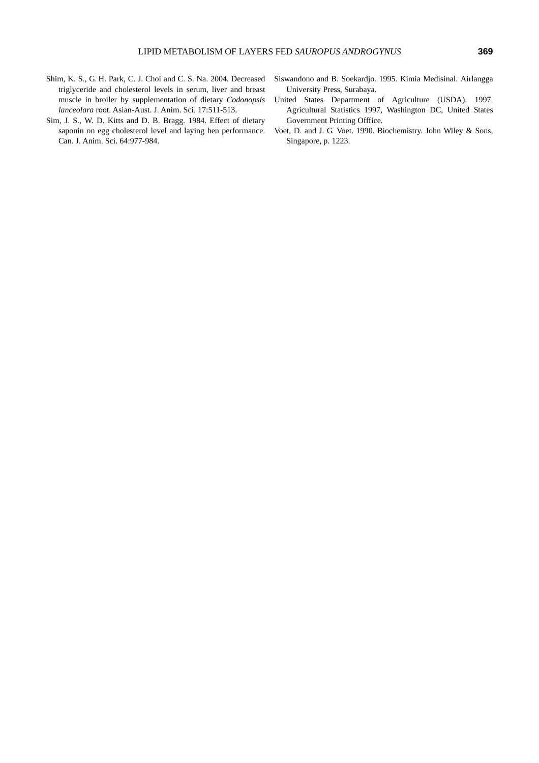Shim, K. S., G. H. Park, C. J. Choi and C. S. Na. 2004. Decreased triglyceride and cholesterol levels in serum, liver and breast muscle in broiler by supplementation of dietary *Codonopsis lanceolara* root. Asian-Aust. J. Anim. Sci. 17:511-513.

Sim, J. S., W. D. Kitts and D. B. Bragg. 1984. Effect of dietary saponin on egg cholesterol level and laying hen performance. Can. J. Anim. Sci. 64:977-984.

Siswandono and B. Soekardjo. 1995. Kimia Medisinal. Airlangga University Press, Surabaya.

United States Department of Agriculture (USDA). 1997. Agricultural Statistics 1997, Washington DC, United States Government Printing Offfice.

Voet, D. and J. G. Voet. 1990. Biochemistry. John Wiley & Sons, Singapore, p. 1223.